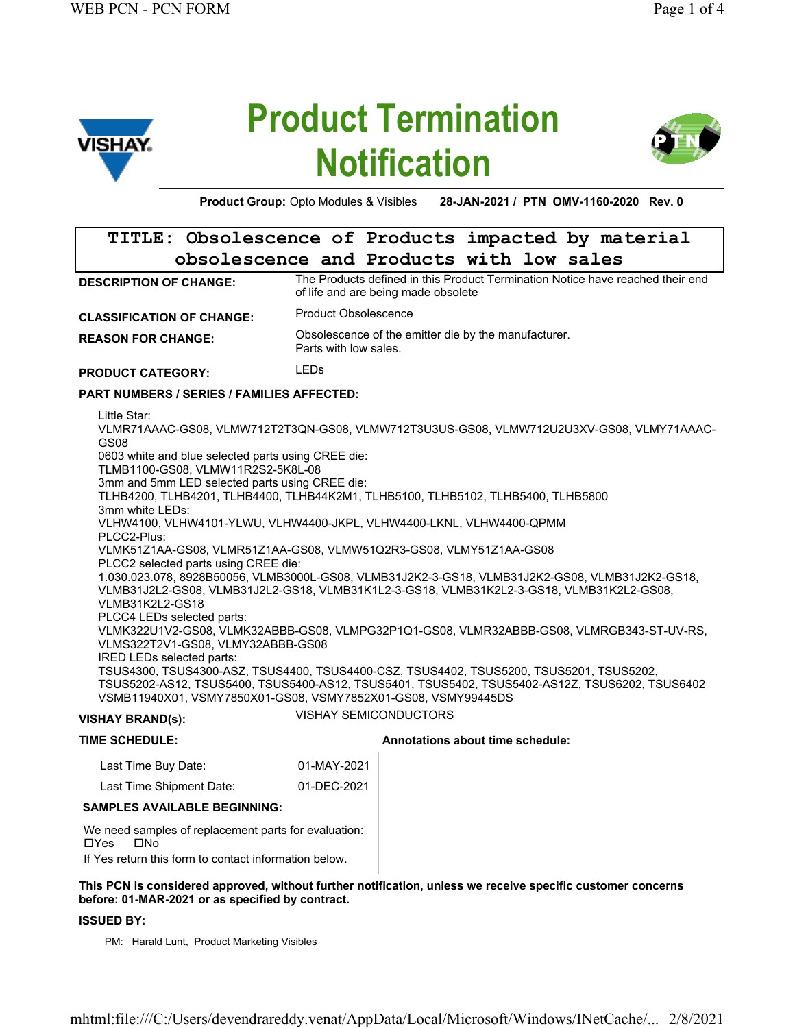# Product Termination Notification

**Product Group:** Opto Modules & Visibles **28-JAN-2021 / PTN OMV-1160-2020 Rev. 0**

## TITLE: Obsolescence of Products impacted by material obsolescence and Products with low sales

**DESCRIPTION OF CHANGE:** The Products defined in this Product Termination Notice have reached their end of life and are being made obsolete

**CLASSIFICATION OF CHANGE:** Product Obsolescence

**REASON FOR CHANGE:** Obsolescence of the emitter die by the manufacturer.
Parts with low sales.

**PRODUCT CATEGORY:** LEDs

**PART NUMBERS / SERIES / FAMILIES AFFECTED:**

Little Star:
VLMR71AAAC-GS08, VLMW712T2T3QN-GS08, VLMW712T3U3US-GS08, VLMW712U2U3XV-GS08, VLMY71AAAC-GS08
0603 white and blue selected parts using CREE die:
TLMB1100-GS08, VLMW11R2S2-5K8L-08
3mm and 5mm LED selected parts using CREE die:
TLHB4200, TLHB4201, TLHB4400, TLHB44K2M1, TLHB5100, TLHB5102, TLHB5400, TLHB5800
3mm white LEDs:
VLHW4100, VLHW4101-YLWU, VLHW4400-JKPL, VLHW4400-LKNL, VLHW4400-QPMM
PLCC2-Plus:
VLMK51Z1AA-GS08, VLMR51Z1AA-GS08, VLMW51Q2R3-GS08, VLMY51Z1AA-GS08
PLCC2 selected parts using CREE die:
1.030.023.078, 8928B50056, VLMB3000L-GS08, VLMB31J2K2-3-GS18, VLMB31J2K2-GS08, VLMB31J2K2-GS18, VLMB31J2L2-GS08, VLMB31J2L2-GS18, VLMB31K1L2-3-GS18, VLMB31K2L2-3-GS18, VLMB31K2L2-GS08, VLMB31K2L2-GS18
PLCC4 LEDs selected parts:
VLMK322U1V2-GS08, VLMK32ABBB-GS08, VLMPG32P1Q1-GS08, VLMR32ABBB-GS08, VLMRGB343-ST-UV-RS, VLMS322T2V1-GS08, VLMY32ABBB-GS08
IRED LEDs selected parts:
TSUS4300, TSUS4300-ASZ, TSUS4400, TSUS4400-CSZ, TSUS4402, TSUS5200, TSUS5201, TSUS5202, TSUS5202-AS12, TSUS5400, TSUS5400-AS12, TSUS5401, TSUS5402, TSUS5402-AS12Z, TSUS6202, TSUS6402
VSMB11940X01, VSMY7850X01-GS08, VSMY7852X01-GS08, VSMY99445DS

**VISHAY BRAND(s):** VISHAY SEMICONDUCTORS

**TIME SCHEDULE:**

| | |
|---|---|
| Last Time Buy Date: | 01-MAY-2021 |
| Last Time Shipment Date: | 01-DEC-2021 |

**Annotations about time schedule:**

**SAMPLES AVAILABLE BEGINNING:**

We need samples of replacement parts for evaluation:
☐Yes ☐No
If Yes return this form to contact information below.

**This PCN is considered approved, without further notification, unless we receive specific customer concerns before: 01-MAR-2021 or as specified by contract.**

**ISSUED BY:**

PM: Harald Lunt, Product Marketing Visibles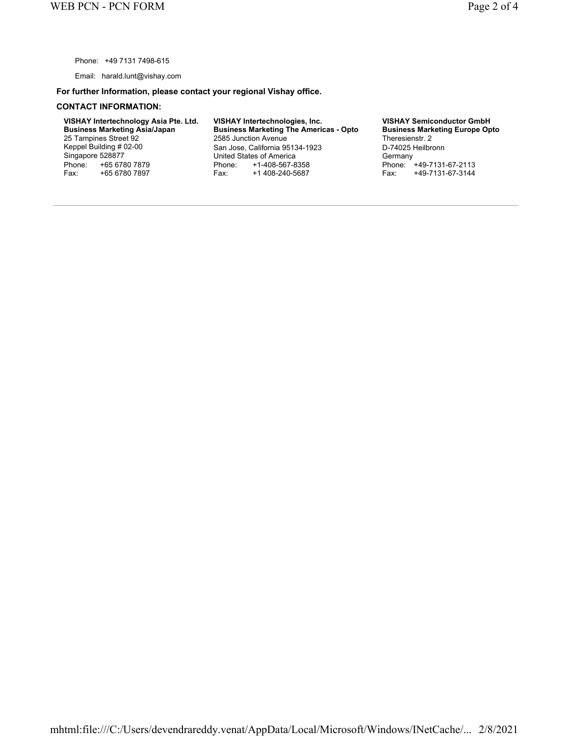Phone: +49 7131 7498-615

Email: harald.lunt@vishay.com

**For further Information, please contact your regional Vishay office.**

**CONTACT INFORMATION:**

**VISHAY Intertechnology Asia Pte. Ltd.**
**Business Marketing Asia/Japan**
25 Tampines Street 92
Keppel Building # 02-00
Singapore 528877
Phone: +65 6780 7879
Fax: +65 6780 7897

**VISHAY Intertechnologies, Inc.**
**Business Marketing The Americas - Opto**
2585 Junction Avenue
San Jose, California 95134-1923
United States of America
Phone: +1-408-567-8358
Fax: +1 408-240-5687

**VISHAY Semiconductor GmbH**
**Business Marketing Europe Opto**
Theresienstr. 2
D-74025 Heilbronn
Germany
Phone: +49-7131-67-2113
Fax: +49-7131-67-3144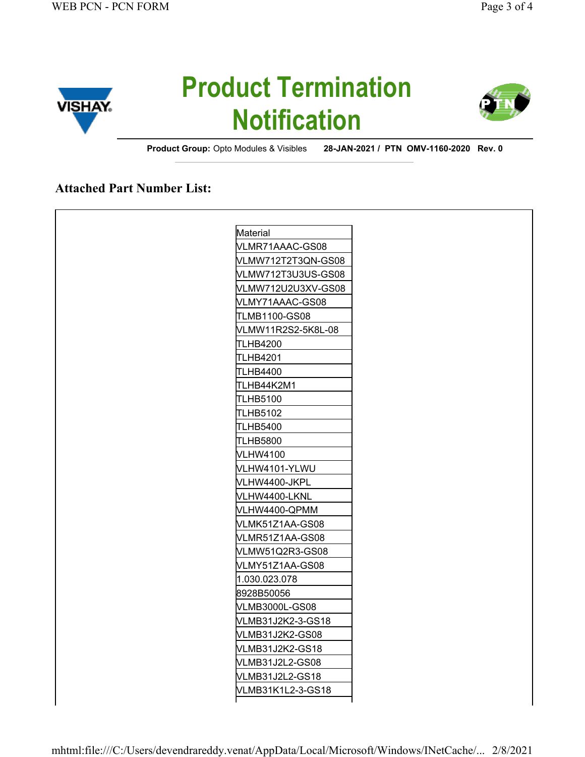# Product Termination Notification

**Product Group:** Opto Modules & Visibles **28-JAN-2021 / PTN OMV-1160-2020 Rev. 0**

## Attached Part Number List:

| Material |
|---|
| VLMR71AAAC-GS08 |
| VLMW712T2T3QN-GS08 |
| VLMW712T3U3US-GS08 |
| VLMW712U2U3XV-GS08 |
| VLMY71AAAC-GS08 |
| TLMB1100-GS08 |
| VLMW11R2S2-5K8L-08 |
| TLHB4200 |
| TLHB4201 |
| TLHB4400 |
| TLHB44K2M1 |
| TLHB5100 |
| TLHB5102 |
| TLHB5400 |
| TLHB5800 |
| VLHW4100 |
| VLHW4101-YLWU |
| VLHW4400-JKPL |
| VLHW4400-LKNL |
| VLHW4400-QPMM |
| VLMK51Z1AA-GS08 |
| VLMR51Z1AA-GS08 |
| VLMW51Q2R3-GS08 |
| VLMY51Z1AA-GS08 |
| 1.030.023.078 |
| 8928B50056 |
| VLMB3000L-GS08 |
| VLMB31J2K2-3-GS18 |
| VLMB31J2K2-GS08 |
| VLMB31J2K2-GS18 |
| VLMB31J2L2-GS08 |
| VLMB31J2L2-GS18 |
| VLMB31K1L2-3-GS18 |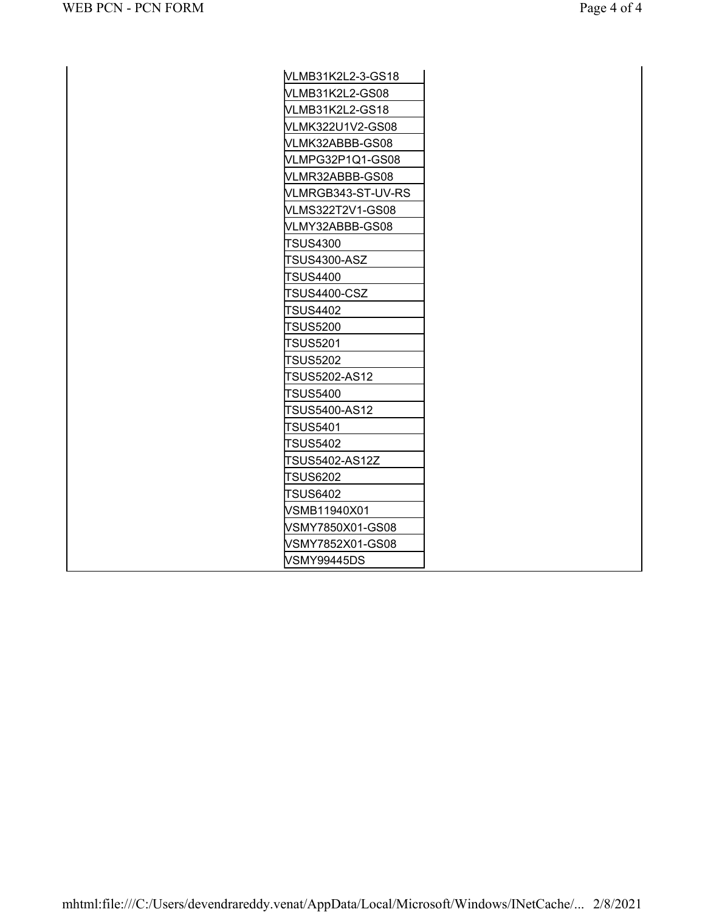| |
|---|
| VLMB31K2L2-3-GS18 |
| VLMB31K2L2-GS08 |
| VLMB31K2L2-GS18 |
| VLMK322U1V2-GS08 |
| VLMK32ABBB-GS08 |
| VLMPG32P1Q1-GS08 |
| VLMR32ABBB-GS08 |
| VLMRGB343-ST-UV-RS |
| VLMS322T2V1-GS08 |
| VLMY32ABBB-GS08 |
| TSUS4300 |
| TSUS4300-ASZ |
| TSUS4400 |
| TSUS4400-CSZ |
| TSUS4402 |
| TSUS5200 |
| TSUS5201 |
| TSUS5202 |
| TSUS5202-AS12 |
| TSUS5400 |
| TSUS5400-AS12 |
| TSUS5401 |
| TSUS5402 |
| TSUS5402-AS12Z |
| TSUS6202 |
| TSUS6402 |
| VSMB11940X01 |
| VSMY7850X01-GS08 |
| VSMY7852X01-GS08 |
| VSMY99445DS |